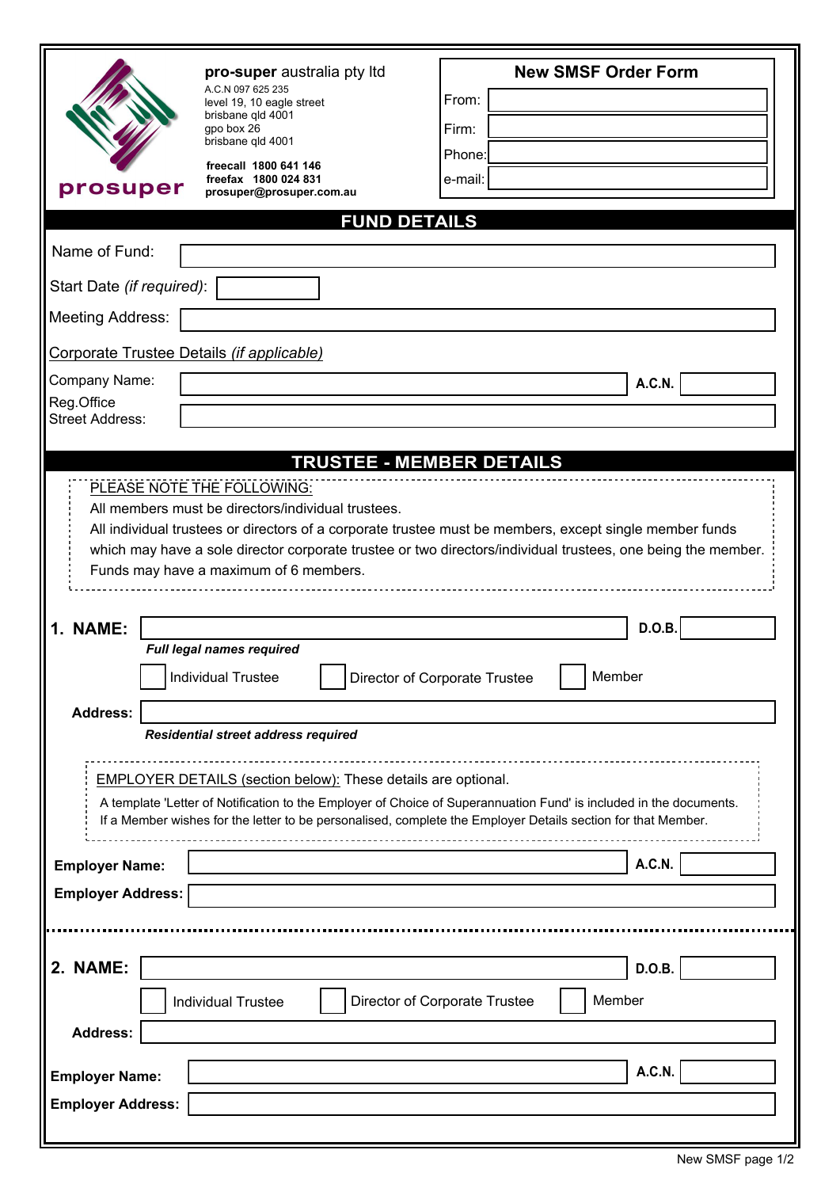**pro-super** australia pty ltd
A.C.N 097 625 235
level 19, 10 eagle street
brisbane qld 4001
gpo box 26
brisbane qld 4001

**freecall 1800 641 146**
**freefax 1800 024 831**
**prosuper@prosuper.com.au**

prosuper

## New SMSF Order Form

From:

Firm:

Phone:

e-mail:

## FUND DETAILS

Name of Fund:

Start Date *(if required)*:

Meeting Address:

Corporate Trustee Details *(if applicable)*

Company Name: **A.C.N.**

Reg.Office Street Address:

## TRUSTEE - MEMBER DETAILS

PLEASE NOTE THE FOLLOWING:

All members must be directors/individual trustees.

All individual trustees or directors of a corporate trustee must be members, except single member funds which may have a sole director corporate trustee or two directors/individual trustees, one being the member.

Funds may have a maximum of 6 members.

**1. NAME:** **D.O.B.**

***Full legal names required***

☐ Individual Trustee ☐ Director of Corporate Trustee ☐ Member

**Address:**

***Residential street address required***

EMPLOYER DETAILS (section below): These details are optional.

A template 'Letter of Notification to the Employer of Choice of Superannuation Fund' is included in the documents. If a Member wishes for the letter to be personalised, complete the Employer Details section for that Member.

**Employer Name:** **A.C.N.**

**Employer Address:**

**2. NAME:** **D.O.B.**

☐ Individual Trustee ☐ Director of Corporate Trustee ☐ Member

**Address:**

**Employer Name:** **A.C.N.**

**Employer Address:**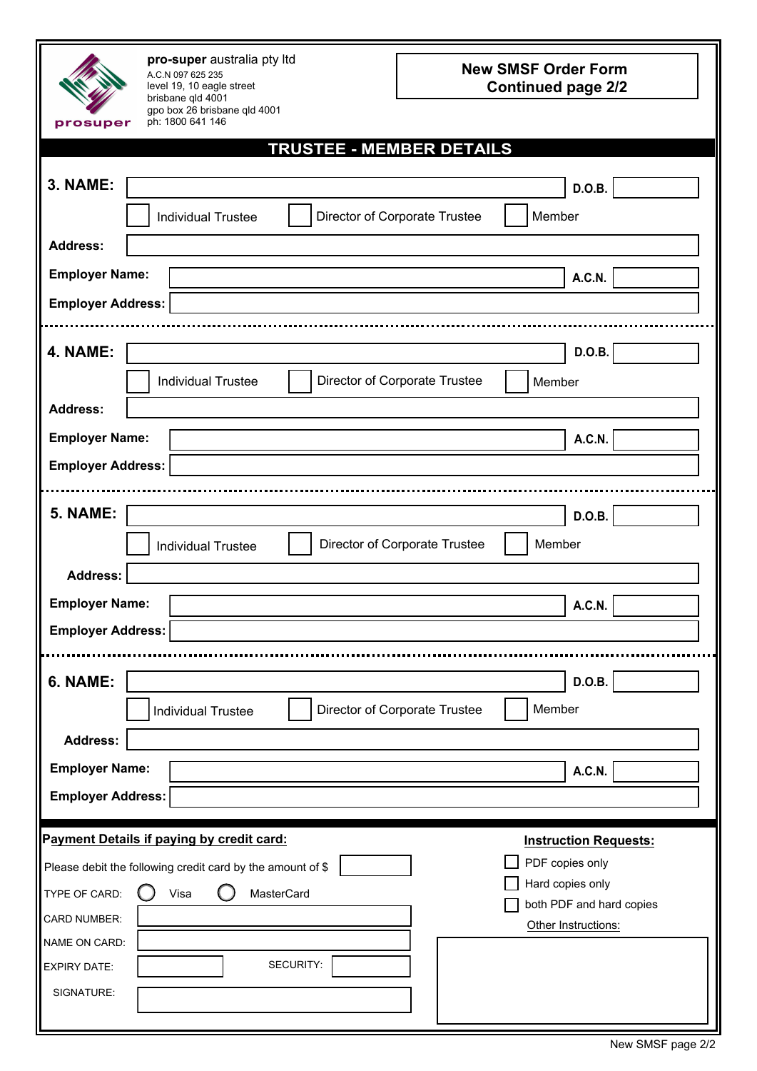**pro-super** australia pty ltd
A.C.N 097 625 235
level 19, 10 eagle street
brisbane qld 4001
gpo box 26 brisbane qld 4001
ph: 1800 641 146

**New SMSF Order Form**
**Continued page 2/2**

## TRUSTEE - MEMBER DETAILS

**3. NAME:** ____________________ **D.O.B.** __________

☐ Individual Trustee ☐ Director of Corporate Trustee ☐ Member

**Address:** ____________________

**Employer Name:** ____________________ **A.C.N.** __________

**Employer Address:** ____________________

---

**4. NAME:** ____________________ **D.O.B.** __________

☐ Individual Trustee ☐ Director of Corporate Trustee ☐ Member

**Address:** ____________________

**Employer Name:** ____________________ **A.C.N.** __________

**Employer Address:** ____________________

---

**5. NAME:** ____________________ **D.O.B.** __________

☐ Individual Trustee ☐ Director of Corporate Trustee ☐ Member

**Address:** ____________________

**Employer Name:** ____________________ **A.C.N.** __________

**Employer Address:** ____________________

---

**6. NAME:** ____________________ **D.O.B.** __________

☐ Individual Trustee ☐ Director of Corporate Trustee ☐ Member

**Address:** ____________________

**Employer Name:** ____________________ **A.C.N.** __________

**Employer Address:** ____________________

---

**Payment Details if paying by credit card:**

Please debit the following credit card by the amount of $ __________

TYPE OF CARD: ○ Visa ○ MasterCard

CARD NUMBER: ____________________

NAME ON CARD: ____________________

EXPIRY DATE: __________ SECURITY: __________

SIGNATURE: ____________________

**Instruction Requests:**

☐ PDF copies only

☐ Hard copies only

☐ both PDF and hard copies

Other Instructions:

____________________